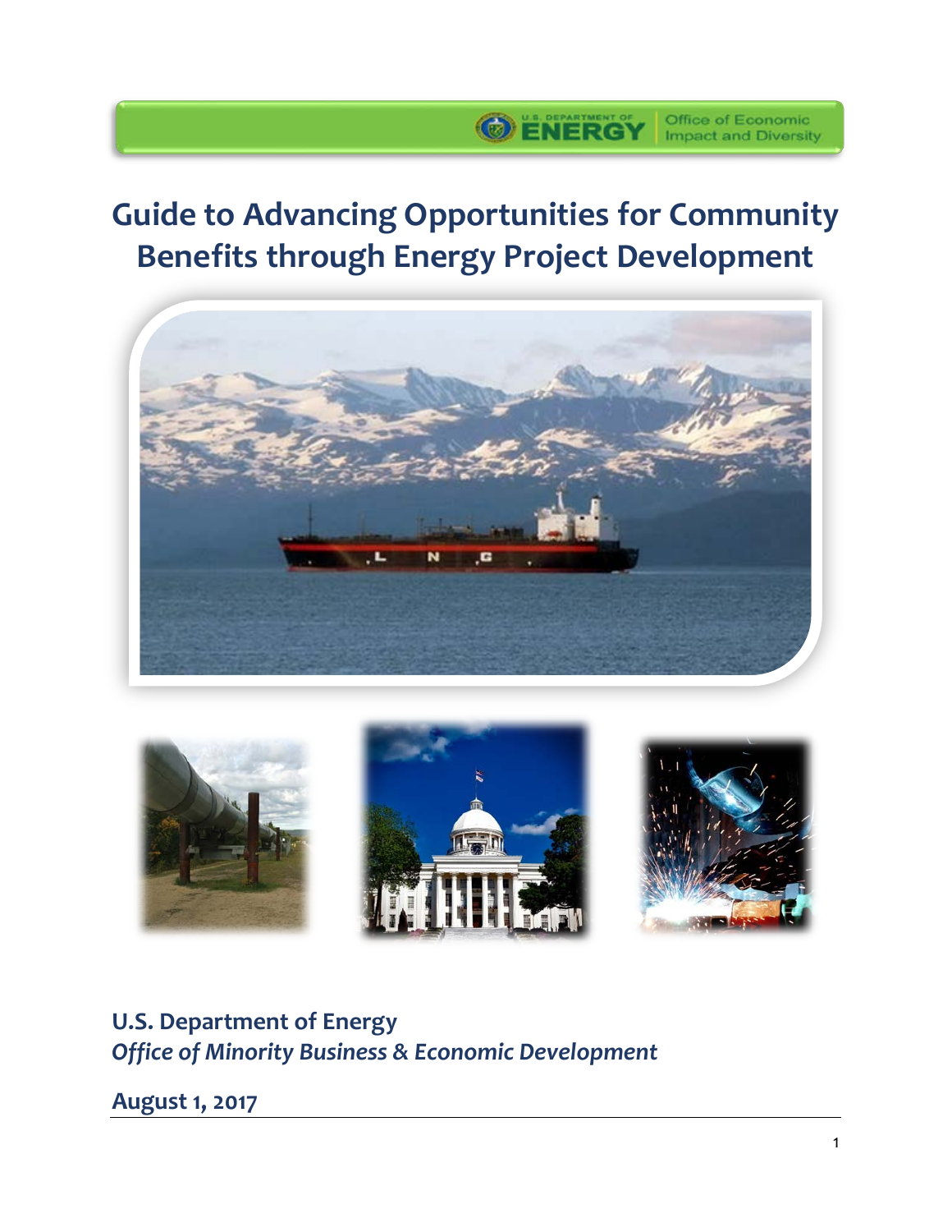U.S. DEPARTMENT OF ENERGY | Office of Economic Impact and Diversity

# Guide to Advancing Opportunities for Community Benefits through Energy Project Development

**U.S. Department of Energy**
***Office of Minority Business & Economic Development***

**August 1, 2017**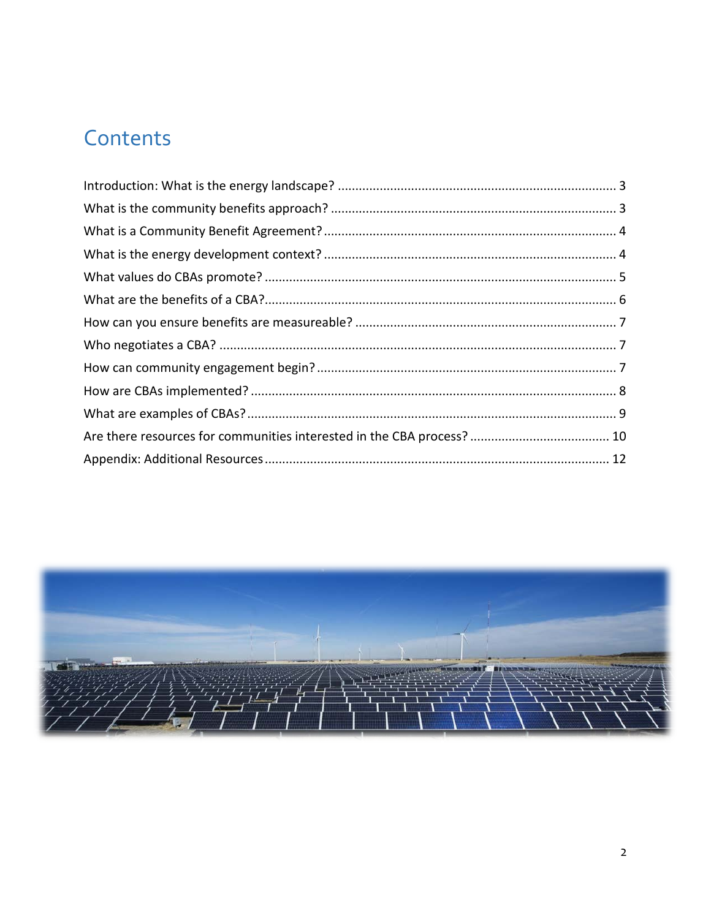# Contents

Introduction: What is the energy landscape? ........ 3

What is the community benefits approach? ........ 3

What is a Community Benefit Agreement? ........ 4

What is the energy development context? ........ 4

What values do CBAs promote? ........ 5

What are the benefits of a CBA? ........ 6

How can you ensure benefits are measureable? ........ 7

Who negotiates a CBA? ........ 7

How can community engagement begin? ........ 7

How are CBAs implemented? ........ 8

What are examples of CBAs? ........ 9

Are there resources for communities interested in the CBA process? ........ 10

Appendix: Additional Resources ........ 12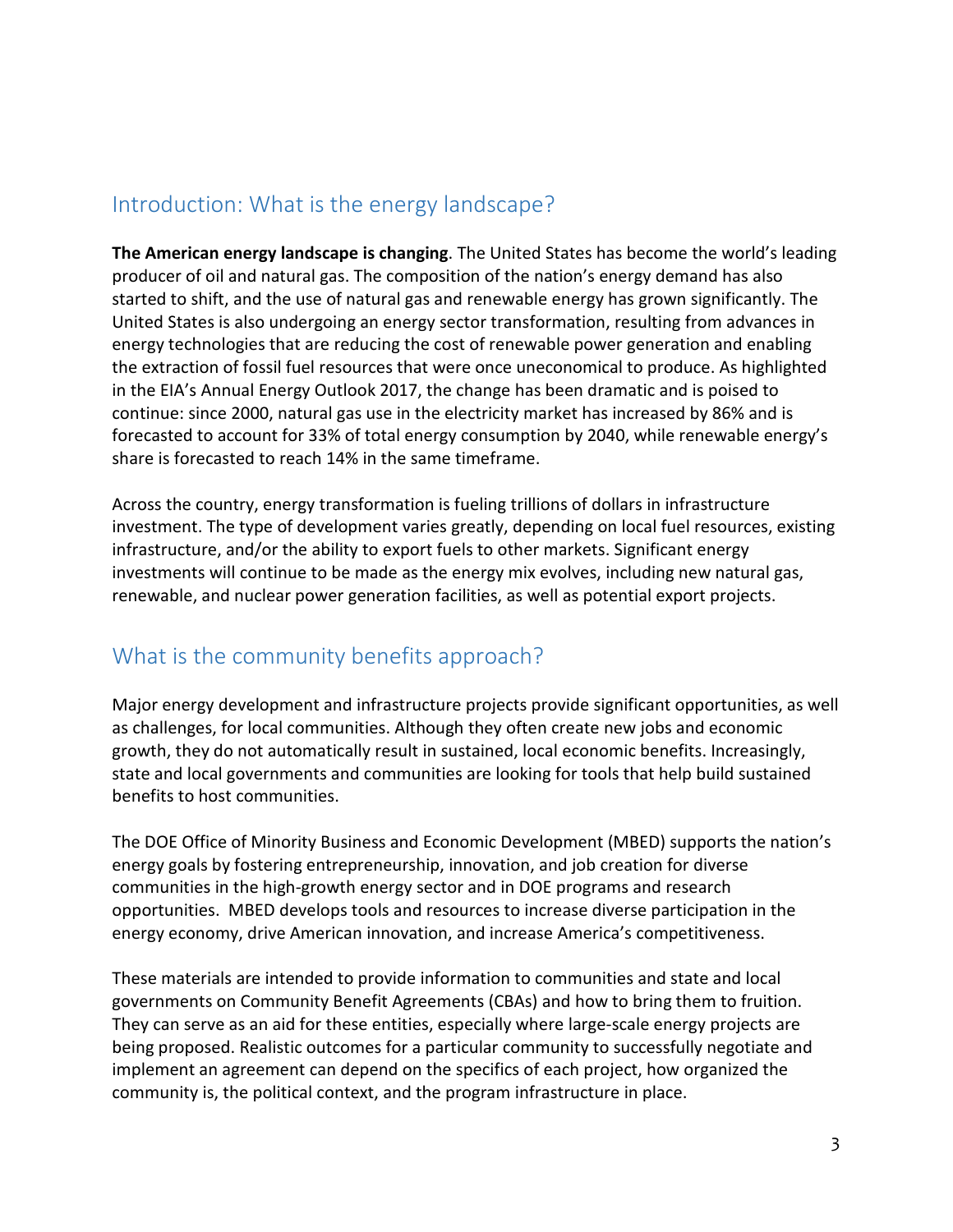## Introduction: What is the energy landscape?

**The American energy landscape is changing**. The United States has become the world's leading producer of oil and natural gas. The composition of the nation's energy demand has also started to shift, and the use of natural gas and renewable energy has grown significantly. The United States is also undergoing an energy sector transformation, resulting from advances in energy technologies that are reducing the cost of renewable power generation and enabling the extraction of fossil fuel resources that were once uneconomical to produce. As highlighted in the EIA's Annual Energy Outlook 2017, the change has been dramatic and is poised to continue: since 2000, natural gas use in the electricity market has increased by 86% and is forecasted to account for 33% of total energy consumption by 2040, while renewable energy's share is forecasted to reach 14% in the same timeframe.

Across the country, energy transformation is fueling trillions of dollars in infrastructure investment. The type of development varies greatly, depending on local fuel resources, existing infrastructure, and/or the ability to export fuels to other markets. Significant energy investments will continue to be made as the energy mix evolves, including new natural gas, renewable, and nuclear power generation facilities, as well as potential export projects.

## What is the community benefits approach?

Major energy development and infrastructure projects provide significant opportunities, as well as challenges, for local communities. Although they often create new jobs and economic growth, they do not automatically result in sustained, local economic benefits. Increasingly, state and local governments and communities are looking for tools that help build sustained benefits to host communities.

The DOE Office of Minority Business and Economic Development (MBED) supports the nation's energy goals by fostering entrepreneurship, innovation, and job creation for diverse communities in the high-growth energy sector and in DOE programs and research opportunities. MBED develops tools and resources to increase diverse participation in the energy economy, drive American innovation, and increase America's competitiveness.

These materials are intended to provide information to communities and state and local governments on Community Benefit Agreements (CBAs) and how to bring them to fruition. They can serve as an aid for these entities, especially where large-scale energy projects are being proposed. Realistic outcomes for a particular community to successfully negotiate and implement an agreement can depend on the specifics of each project, how organized the community is, the political context, and the program infrastructure in place.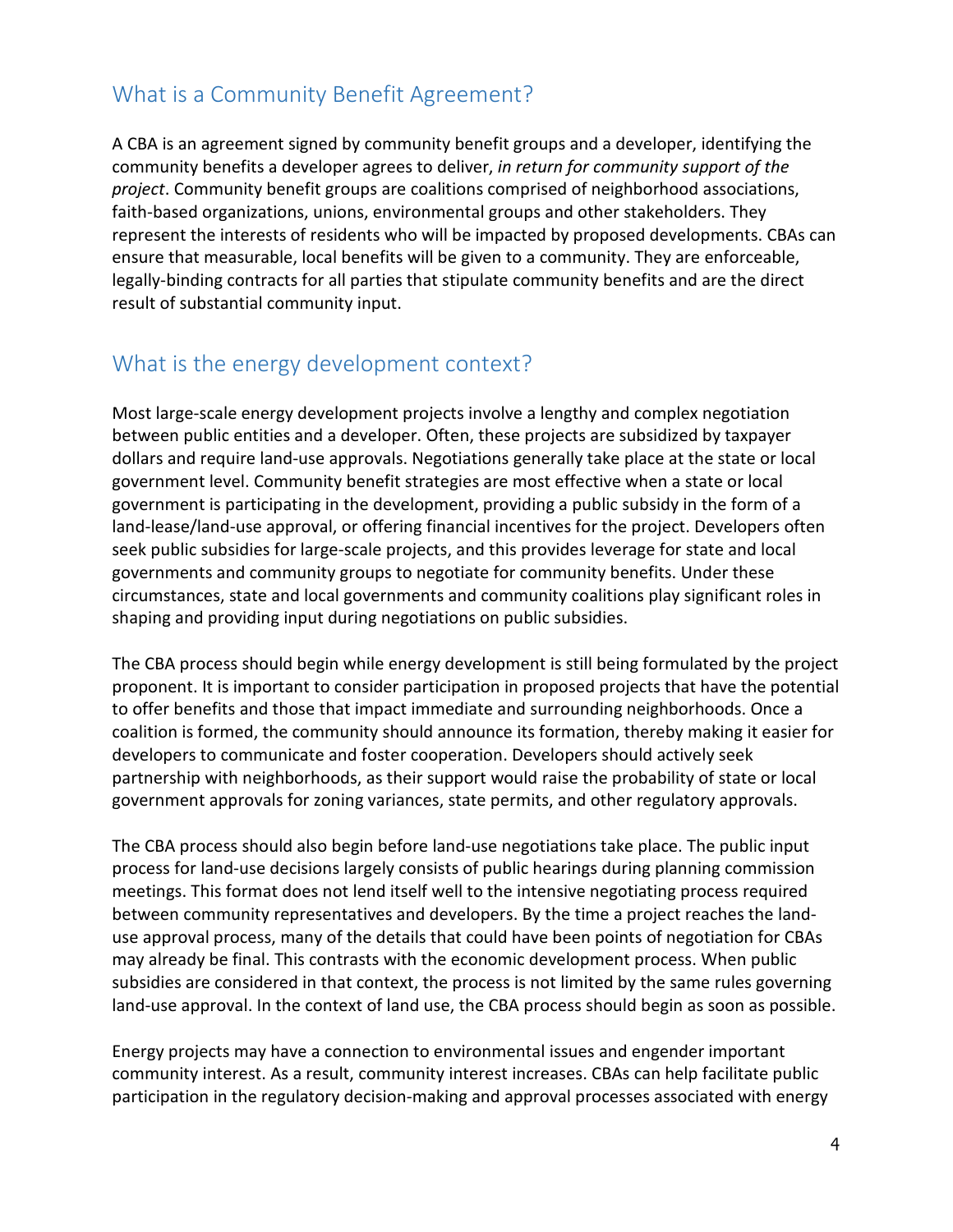## What is a Community Benefit Agreement?

A CBA is an agreement signed by community benefit groups and a developer, identifying the community benefits a developer agrees to deliver, *in return for community support of the project*. Community benefit groups are coalitions comprised of neighborhood associations, faith-based organizations, unions, environmental groups and other stakeholders. They represent the interests of residents who will be impacted by proposed developments. CBAs can ensure that measurable, local benefits will be given to a community. They are enforceable, legally-binding contracts for all parties that stipulate community benefits and are the direct result of substantial community input.

## What is the energy development context?

Most large-scale energy development projects involve a lengthy and complex negotiation between public entities and a developer. Often, these projects are subsidized by taxpayer dollars and require land-use approvals. Negotiations generally take place at the state or local government level. Community benefit strategies are most effective when a state or local government is participating in the development, providing a public subsidy in the form of a land-lease/land-use approval, or offering financial incentives for the project. Developers often seek public subsidies for large-scale projects, and this provides leverage for state and local governments and community groups to negotiate for community benefits. Under these circumstances, state and local governments and community coalitions play significant roles in shaping and providing input during negotiations on public subsidies.

The CBA process should begin while energy development is still being formulated by the project proponent. It is important to consider participation in proposed projects that have the potential to offer benefits and those that impact immediate and surrounding neighborhoods. Once a coalition is formed, the community should announce its formation, thereby making it easier for developers to communicate and foster cooperation. Developers should actively seek partnership with neighborhoods, as their support would raise the probability of state or local government approvals for zoning variances, state permits, and other regulatory approvals.

The CBA process should also begin before land-use negotiations take place. The public input process for land-use decisions largely consists of public hearings during planning commission meetings. This format does not lend itself well to the intensive negotiating process required between community representatives and developers. By the time a project reaches the land-use approval process, many of the details that could have been points of negotiation for CBAs may already be final. This contrasts with the economic development process. When public subsidies are considered in that context, the process is not limited by the same rules governing land-use approval. In the context of land use, the CBA process should begin as soon as possible.

Energy projects may have a connection to environmental issues and engender important community interest. As a result, community interest increases. CBAs can help facilitate public participation in the regulatory decision-making and approval processes associated with energy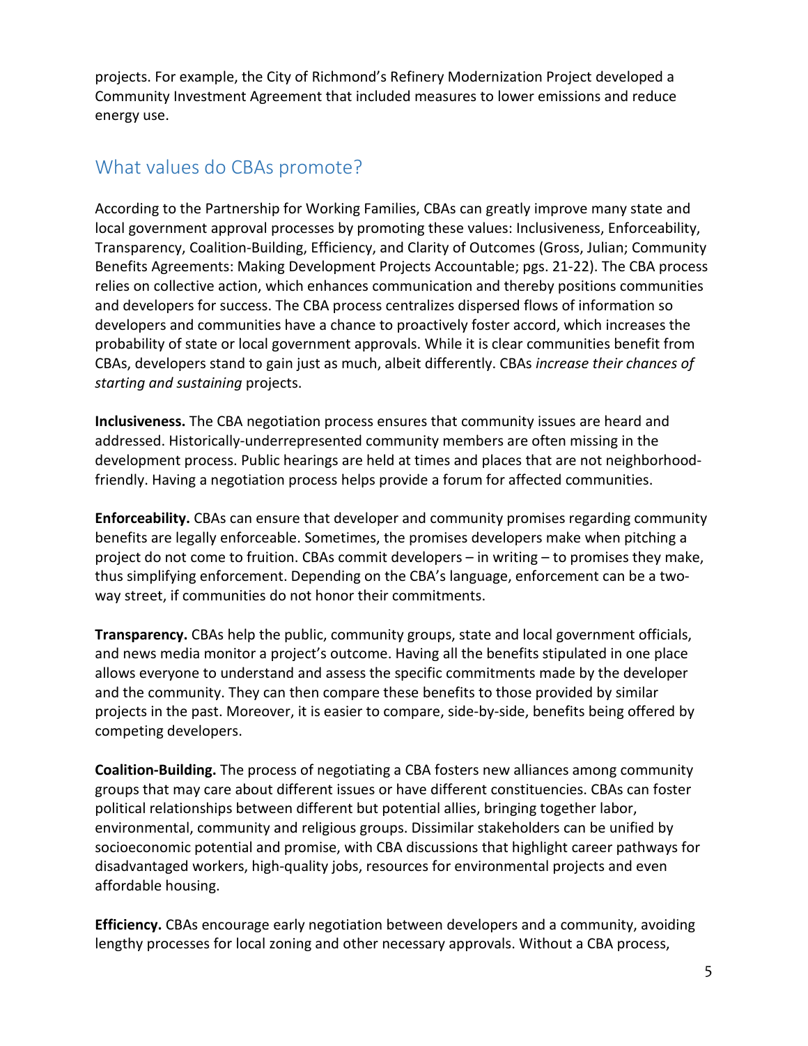projects. For example, the City of Richmond's Refinery Modernization Project developed a Community Investment Agreement that included measures to lower emissions and reduce energy use.

## What values do CBAs promote?

According to the Partnership for Working Families, CBAs can greatly improve many state and local government approval processes by promoting these values: Inclusiveness, Enforceability, Transparency, Coalition-Building, Efficiency, and Clarity of Outcomes (Gross, Julian; Community Benefits Agreements: Making Development Projects Accountable; pgs. 21-22). The CBA process relies on collective action, which enhances communication and thereby positions communities and developers for success. The CBA process centralizes dispersed flows of information so developers and communities have a chance to proactively foster accord, which increases the probability of state or local government approvals. While it is clear communities benefit from CBAs, developers stand to gain just as much, albeit differently. CBAs *increase their chances of starting and sustaining* projects.

**Inclusiveness.** The CBA negotiation process ensures that community issues are heard and addressed. Historically-underrepresented community members are often missing in the development process. Public hearings are held at times and places that are not neighborhood-friendly. Having a negotiation process helps provide a forum for affected communities.

**Enforceability.** CBAs can ensure that developer and community promises regarding community benefits are legally enforceable. Sometimes, the promises developers make when pitching a project do not come to fruition. CBAs commit developers – in writing – to promises they make, thus simplifying enforcement. Depending on the CBA's language, enforcement can be a two-way street, if communities do not honor their commitments.

**Transparency.** CBAs help the public, community groups, state and local government officials, and news media monitor a project's outcome. Having all the benefits stipulated in one place allows everyone to understand and assess the specific commitments made by the developer and the community. They can then compare these benefits to those provided by similar projects in the past. Moreover, it is easier to compare, side-by-side, benefits being offered by competing developers.

**Coalition-Building.** The process of negotiating a CBA fosters new alliances among community groups that may care about different issues or have different constituencies. CBAs can foster political relationships between different but potential allies, bringing together labor, environmental, community and religious groups. Dissimilar stakeholders can be unified by socioeconomic potential and promise, with CBA discussions that highlight career pathways for disadvantaged workers, high-quality jobs, resources for environmental projects and even affordable housing.

**Efficiency.** CBAs encourage early negotiation between developers and a community, avoiding lengthy processes for local zoning and other necessary approvals. Without a CBA process,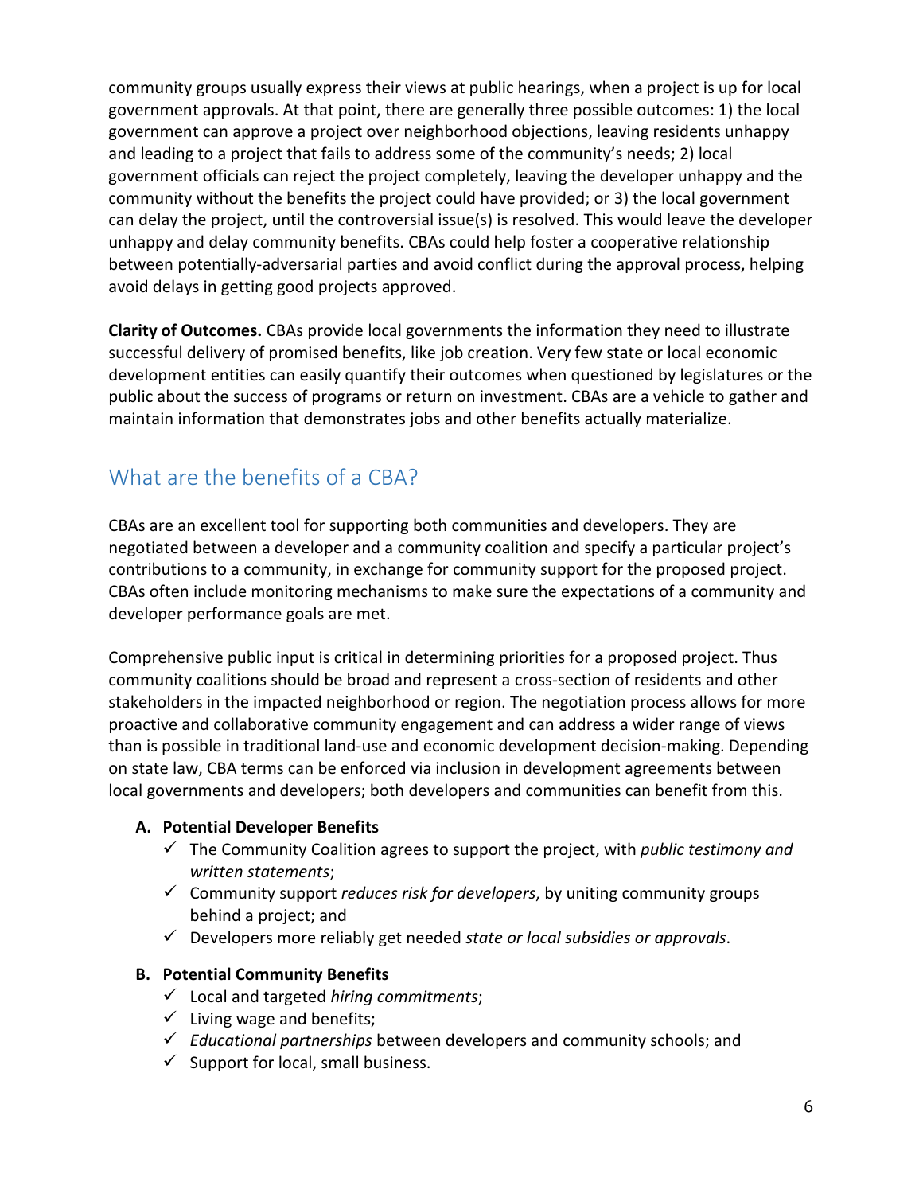community groups usually express their views at public hearings, when a project is up for local government approvals. At that point, there are generally three possible outcomes: 1) the local government can approve a project over neighborhood objections, leaving residents unhappy and leading to a project that fails to address some of the community's needs; 2) local government officials can reject the project completely, leaving the developer unhappy and the community without the benefits the project could have provided; or 3) the local government can delay the project, until the controversial issue(s) is resolved. This would leave the developer unhappy and delay community benefits. CBAs could help foster a cooperative relationship between potentially-adversarial parties and avoid conflict during the approval process, helping avoid delays in getting good projects approved.

**Clarity of Outcomes.** CBAs provide local governments the information they need to illustrate successful delivery of promised benefits, like job creation. Very few state or local economic development entities can easily quantify their outcomes when questioned by legislatures or the public about the success of programs or return on investment. CBAs are a vehicle to gather and maintain information that demonstrates jobs and other benefits actually materialize.

## What are the benefits of a CBA?

CBAs are an excellent tool for supporting both communities and developers. They are negotiated between a developer and a community coalition and specify a particular project's contributions to a community, in exchange for community support for the proposed project. CBAs often include monitoring mechanisms to make sure the expectations of a community and developer performance goals are met.

Comprehensive public input is critical in determining priorities for a proposed project. Thus community coalitions should be broad and represent a cross-section of residents and other stakeholders in the impacted neighborhood or region. The negotiation process allows for more proactive and collaborative community engagement and can address a wider range of views than is possible in traditional land-use and economic development decision-making. Depending on state law, CBA terms can be enforced via inclusion in development agreements between local governments and developers; both developers and communities can benefit from this.

**A. Potential Developer Benefits**

- ✓ The Community Coalition agrees to support the project, with *public testimony and written statements*;
- ✓ Community support *reduces risk for developers*, by uniting community groups behind a project; and
- ✓ Developers more reliably get needed *state or local subsidies or approvals*.

**B. Potential Community Benefits**

- ✓ Local and targeted *hiring commitments*;
- ✓ Living wage and benefits;
- ✓ *Educational partnerships* between developers and community schools; and
- ✓ Support for local, small business.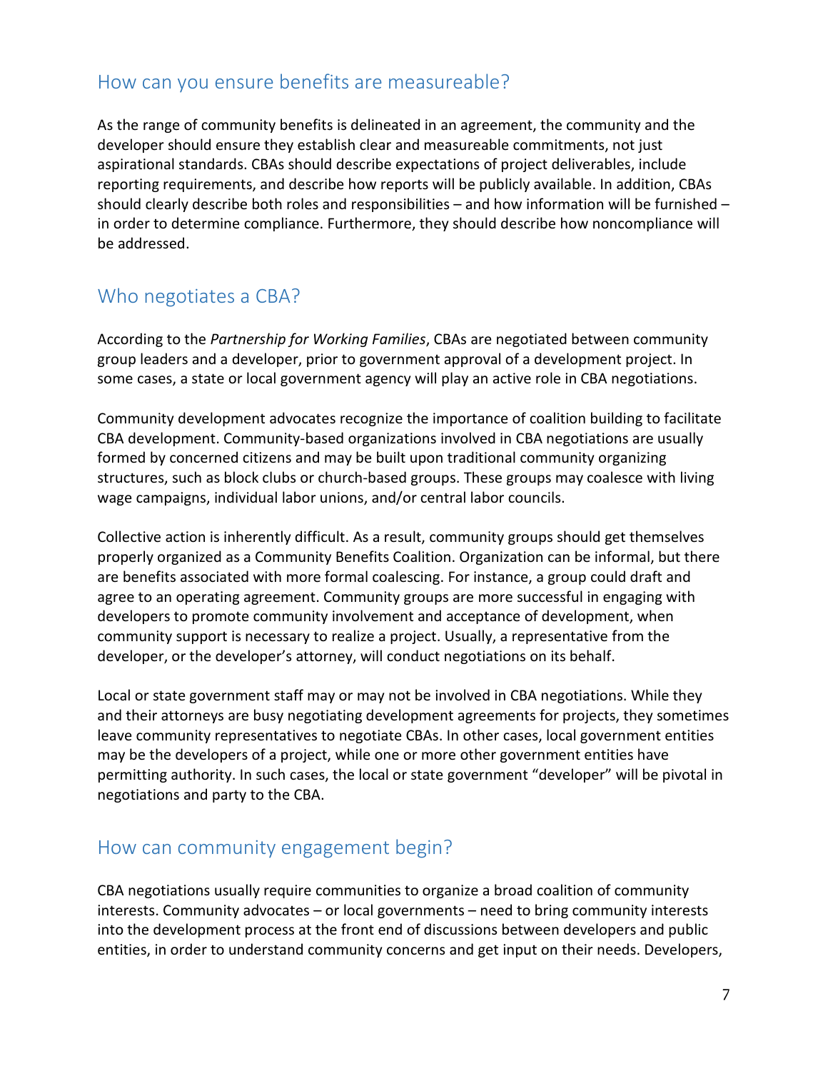## How can you ensure benefits are measureable?

As the range of community benefits is delineated in an agreement, the community and the developer should ensure they establish clear and measureable commitments, not just aspirational standards. CBAs should describe expectations of project deliverables, include reporting requirements, and describe how reports will be publicly available. In addition, CBAs should clearly describe both roles and responsibilities – and how information will be furnished – in order to determine compliance. Furthermore, they should describe how noncompliance will be addressed.

## Who negotiates a CBA?

According to the *Partnership for Working Families*, CBAs are negotiated between community group leaders and a developer, prior to government approval of a development project. In some cases, a state or local government agency will play an active role in CBA negotiations.

Community development advocates recognize the importance of coalition building to facilitate CBA development. Community-based organizations involved in CBA negotiations are usually formed by concerned citizens and may be built upon traditional community organizing structures, such as block clubs or church-based groups. These groups may coalesce with living wage campaigns, individual labor unions, and/or central labor councils.

Collective action is inherently difficult. As a result, community groups should get themselves properly organized as a Community Benefits Coalition. Organization can be informal, but there are benefits associated with more formal coalescing. For instance, a group could draft and agree to an operating agreement. Community groups are more successful in engaging with developers to promote community involvement and acceptance of development, when community support is necessary to realize a project. Usually, a representative from the developer, or the developer's attorney, will conduct negotiations on its behalf.

Local or state government staff may or may not be involved in CBA negotiations. While they and their attorneys are busy negotiating development agreements for projects, they sometimes leave community representatives to negotiate CBAs. In other cases, local government entities may be the developers of a project, while one or more other government entities have permitting authority. In such cases, the local or state government "developer" will be pivotal in negotiations and party to the CBA.

## How can community engagement begin?

CBA negotiations usually require communities to organize a broad coalition of community interests. Community advocates – or local governments – need to bring community interests into the development process at the front end of discussions between developers and public entities, in order to understand community concerns and get input on their needs. Developers,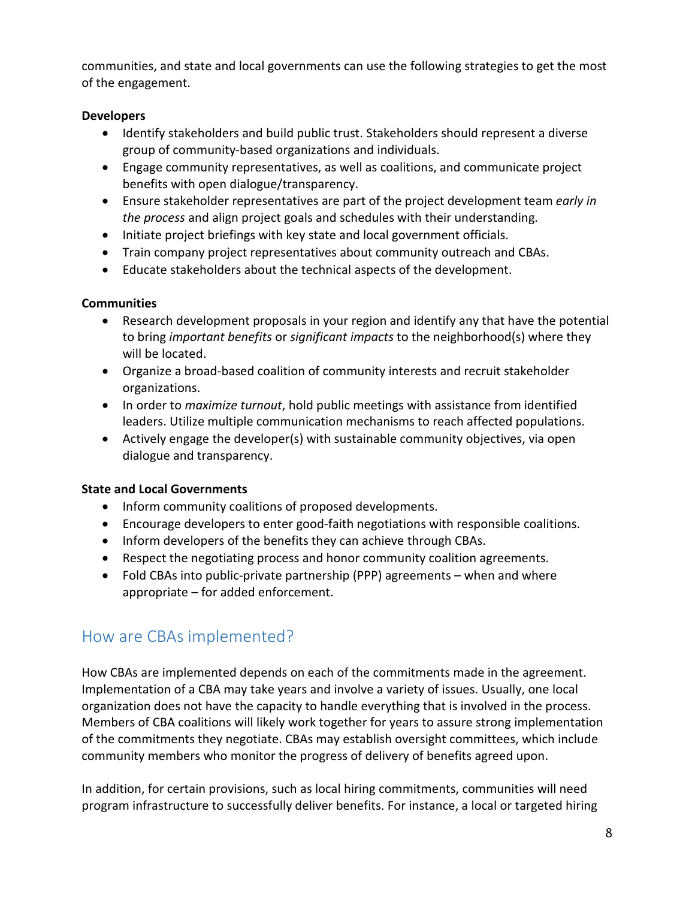communities, and state and local governments can use the following strategies to get the most of the engagement.

**Developers**

- Identify stakeholders and build public trust. Stakeholders should represent a diverse group of community-based organizations and individuals.
- Engage community representatives, as well as coalitions, and communicate project benefits with open dialogue/transparency.
- Ensure stakeholder representatives are part of the project development team *early in the process* and align project goals and schedules with their understanding.
- Initiate project briefings with key state and local government officials.
- Train company project representatives about community outreach and CBAs.
- Educate stakeholders about the technical aspects of the development.

**Communities**

- Research development proposals in your region and identify any that have the potential to bring *important benefits* or *significant impacts* to the neighborhood(s) where they will be located.
- Organize a broad-based coalition of community interests and recruit stakeholder organizations.
- In order to *maximize turnout*, hold public meetings with assistance from identified leaders. Utilize multiple communication mechanisms to reach affected populations.
- Actively engage the developer(s) with sustainable community objectives, via open dialogue and transparency.

**State and Local Governments**

- Inform community coalitions of proposed developments.
- Encourage developers to enter good-faith negotiations with responsible coalitions.
- Inform developers of the benefits they can achieve through CBAs.
- Respect the negotiating process and honor community coalition agreements.
- Fold CBAs into public-private partnership (PPP) agreements – when and where appropriate – for added enforcement.

## How are CBAs implemented?

How CBAs are implemented depends on each of the commitments made in the agreement. Implementation of a CBA may take years and involve a variety of issues. Usually, one local organization does not have the capacity to handle everything that is involved in the process. Members of CBA coalitions will likely work together for years to assure strong implementation of the commitments they negotiate. CBAs may establish oversight committees, which include community members who monitor the progress of delivery of benefits agreed upon.

In addition, for certain provisions, such as local hiring commitments, communities will need program infrastructure to successfully deliver benefits. For instance, a local or targeted hiring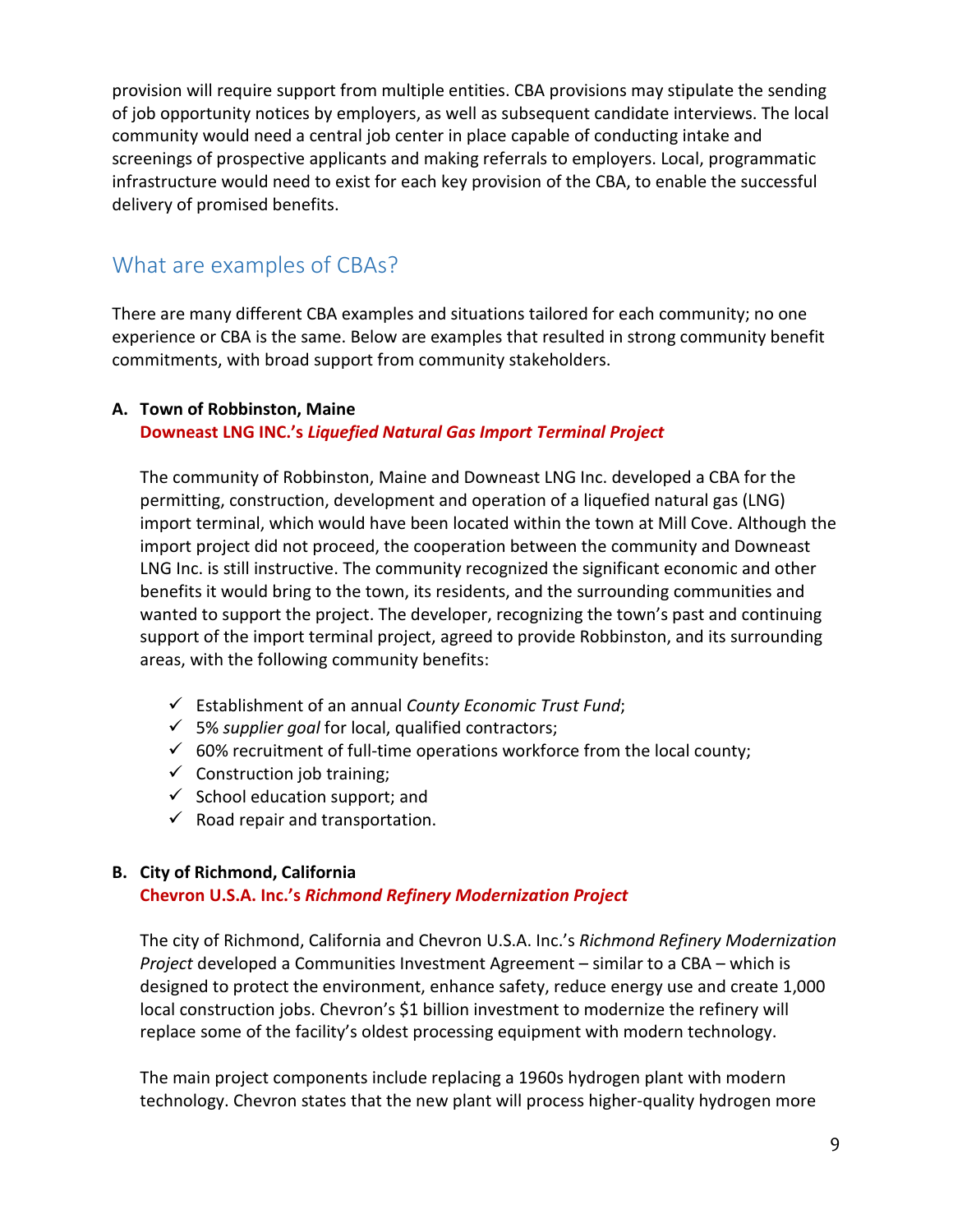provision will require support from multiple entities. CBA provisions may stipulate the sending of job opportunity notices by employers, as well as subsequent candidate interviews. The local community would need a central job center in place capable of conducting intake and screenings of prospective applicants and making referrals to employers. Local, programmatic infrastructure would need to exist for each key provision of the CBA, to enable the successful delivery of promised benefits.

## What are examples of CBAs?

There are many different CBA examples and situations tailored for each community; no one experience or CBA is the same. Below are examples that resulted in strong community benefit commitments, with broad support from community stakeholders.

**A. Town of Robbinston, Maine**
**Downeast LNG INC.'s *Liquefied Natural Gas Import Terminal Project***

The community of Robbinston, Maine and Downeast LNG Inc. developed a CBA for the permitting, construction, development and operation of a liquefied natural gas (LNG) import terminal, which would have been located within the town at Mill Cove. Although the import project did not proceed, the cooperation between the community and Downeast LNG Inc. is still instructive. The community recognized the significant economic and other benefits it would bring to the town, its residents, and the surrounding communities and wanted to support the project. The developer, recognizing the town's past and continuing support of the import terminal project, agreed to provide Robbinston, and its surrounding areas, with the following community benefits:

- ✓ Establishment of an annual *County Economic Trust Fund*;
- ✓ 5% *supplier goal* for local, qualified contractors;
- ✓ 60% recruitment of full-time operations workforce from the local county;
- ✓ Construction job training;
- ✓ School education support; and
- ✓ Road repair and transportation.

**B. City of Richmond, California**
**Chevron U.S.A. Inc.'s *Richmond Refinery Modernization Project***

The city of Richmond, California and Chevron U.S.A. Inc.'s *Richmond Refinery Modernization Project* developed a Communities Investment Agreement – similar to a CBA – which is designed to protect the environment, enhance safety, reduce energy use and create 1,000 local construction jobs. Chevron's $1 billion investment to modernize the refinery will replace some of the facility's oldest processing equipment with modern technology.

The main project components include replacing a 1960s hydrogen plant with modern technology. Chevron states that the new plant will process higher-quality hydrogen more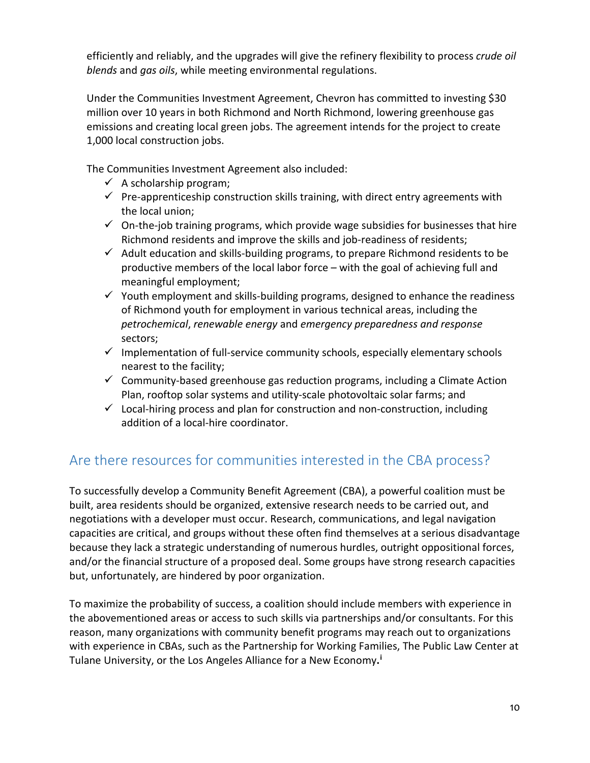efficiently and reliably, and the upgrades will give the refinery flexibility to process *crude oil blends* and *gas oils*, while meeting environmental regulations.

Under the Communities Investment Agreement, Chevron has committed to investing $30 million over 10 years in both Richmond and North Richmond, lowering greenhouse gas emissions and creating local green jobs. The agreement intends for the project to create 1,000 local construction jobs.

The Communities Investment Agreement also included:

- ✓ A scholarship program;
- ✓ Pre-apprenticeship construction skills training, with direct entry agreements with the local union;
- ✓ On-the-job training programs, which provide wage subsidies for businesses that hire Richmond residents and improve the skills and job-readiness of residents;
- ✓ Adult education and skills-building programs, to prepare Richmond residents to be productive members of the local labor force – with the goal of achieving full and meaningful employment;
- ✓ Youth employment and skills-building programs, designed to enhance the readiness of Richmond youth for employment in various technical areas, including the *petrochemical*, *renewable energy* and *emergency preparedness and response* sectors;
- ✓ Implementation of full-service community schools, especially elementary schools nearest to the facility;
- ✓ Community-based greenhouse gas reduction programs, including a Climate Action Plan, rooftop solar systems and utility-scale photovoltaic solar farms; and
- ✓ Local-hiring process and plan for construction and non-construction, including addition of a local-hire coordinator.

## Are there resources for communities interested in the CBA process?

To successfully develop a Community Benefit Agreement (CBA), a powerful coalition must be built, area residents should be organized, extensive research needs to be carried out, and negotiations with a developer must occur. Research, communications, and legal navigation capacities are critical, and groups without these often find themselves at a serious disadvantage because they lack a strategic understanding of numerous hurdles, outright oppositional forces, and/or the financial structure of a proposed deal. Some groups have strong research capacities but, unfortunately, are hindered by poor organization.

To maximize the probability of success, a coalition should include members with experience in the abovementioned areas or access to such skills via partnerships and/or consultants. For this reason, many organizations with community benefit programs may reach out to organizations with experience in CBAs, such as the Partnership for Working Families, The Public Law Center at Tulane University, or the Los Angeles Alliance for a New Economy.[i]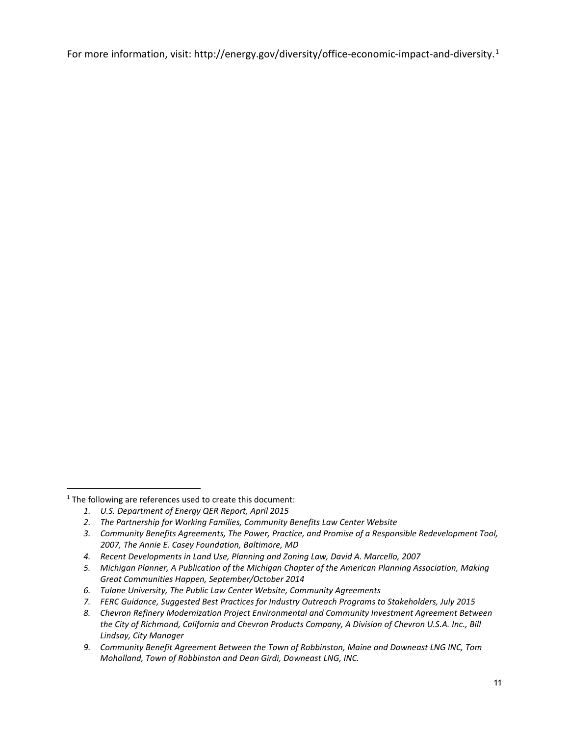For more information, visit: http://energy.gov/diversity/office-economic-impact-and-diversity.[1]

---

[1] The following are references used to create this document:

1. *U.S. Department of Energy QER Report, April 2015*
2. *The Partnership for Working Families, Community Benefits Law Center Website*
3. *Community Benefits Agreements, The Power, Practice, and Promise of a Responsible Redevelopment Tool, 2007, The Annie E. Casey Foundation, Baltimore, MD*
4. *Recent Developments in Land Use, Planning and Zoning Law, David A. Marcello, 2007*
5. *Michigan Planner, A Publication of the Michigan Chapter of the American Planning Association, Making Great Communities Happen, September/October 2014*
6. *Tulane University, The Public Law Center Website, Community Agreements*
7. *FERC Guidance, Suggested Best Practices for Industry Outreach Programs to Stakeholders, July 2015*
8. *Chevron Refinery Modernization Project Environmental and Community Investment Agreement Between the City of Richmond, California and Chevron Products Company, A Division of Chevron U.S.A. Inc., Bill Lindsay, City Manager*
9. *Community Benefit Agreement Between the Town of Robbinston, Maine and Downeast LNG INC, Tom Moholland, Town of Robbinston and Dean Girdi, Downeast LNG, INC.*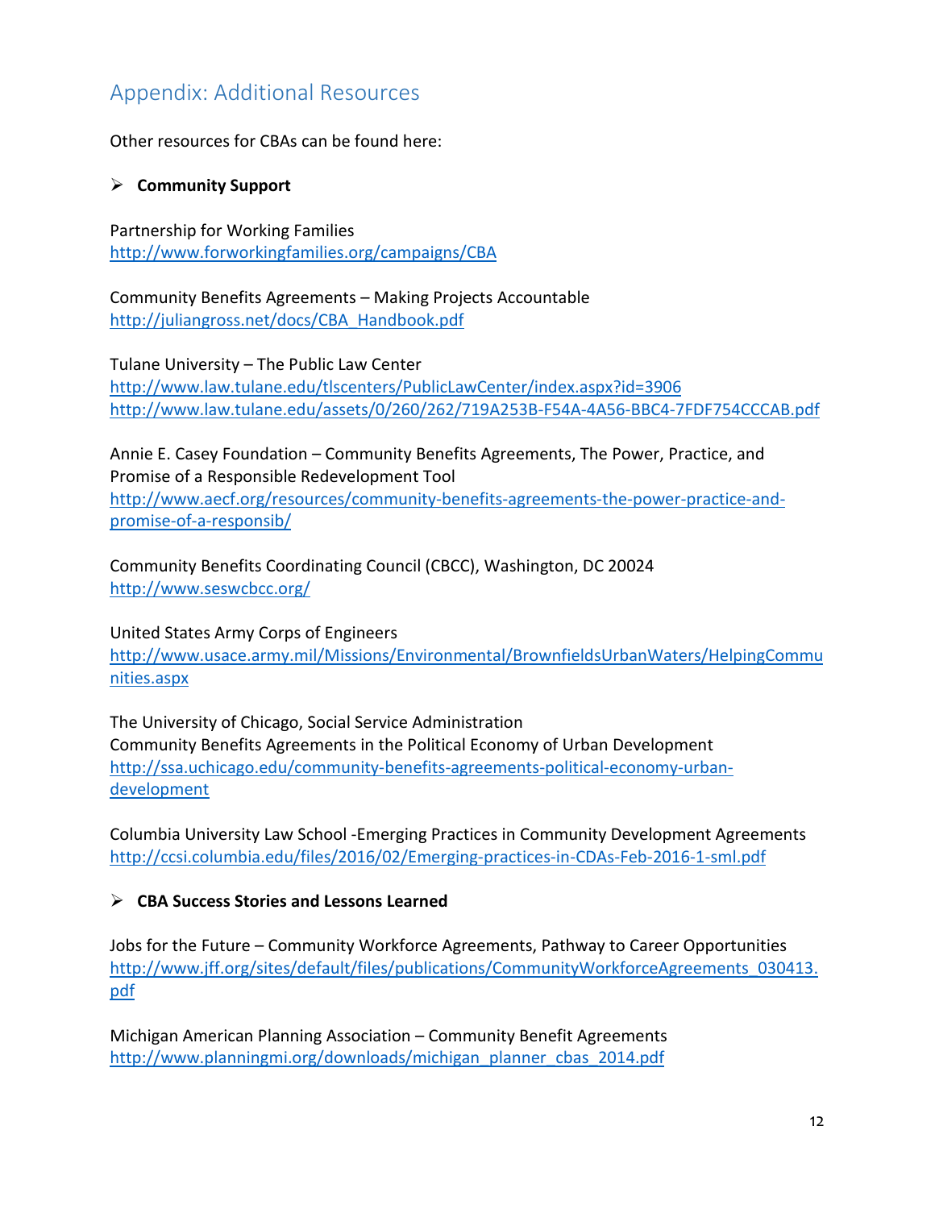## Appendix: Additional Resources

Other resources for CBAs can be found here:

- **Community Support**

Partnership for Working Families
http://www.forworkingfamilies.org/campaigns/CBA

Community Benefits Agreements – Making Projects Accountable
http://juliangross.net/docs/CBA_Handbook.pdf

Tulane University – The Public Law Center
http://www.law.tulane.edu/tlscenters/PublicLawCenter/index.aspx?id=3906
http://www.law.tulane.edu/assets/0/260/262/719A253B-F54A-4A56-BBC4-7FDF754CCCAB.pdf

Annie E. Casey Foundation – Community Benefits Agreements, The Power, Practice, and Promise of a Responsible Redevelopment Tool
http://www.aecf.org/resources/community-benefits-agreements-the-power-practice-and-promise-of-a-responsib/

Community Benefits Coordinating Council (CBCC), Washington, DC 20024
http://www.seswcbcc.org/

United States Army Corps of Engineers
http://www.usace.army.mil/Missions/Environmental/BrownfieldsUrbanWaters/HelpingCommunities.aspx

The University of Chicago, Social Service Administration
Community Benefits Agreements in the Political Economy of Urban Development
http://ssa.uchicago.edu/community-benefits-agreements-political-economy-urban-development

Columbia University Law School -Emerging Practices in Community Development Agreements
http://ccsi.columbia.edu/files/2016/02/Emerging-practices-in-CDAs-Feb-2016-1-sml.pdf

- **CBA Success Stories and Lessons Learned**

Jobs for the Future – Community Workforce Agreements, Pathway to Career Opportunities
http://www.jff.org/sites/default/files/publications/CommunityWorkforceAgreements_030413.pdf

Michigan American Planning Association – Community Benefit Agreements
http://www.planningmi.org/downloads/michigan_planner_cbas_2014.pdf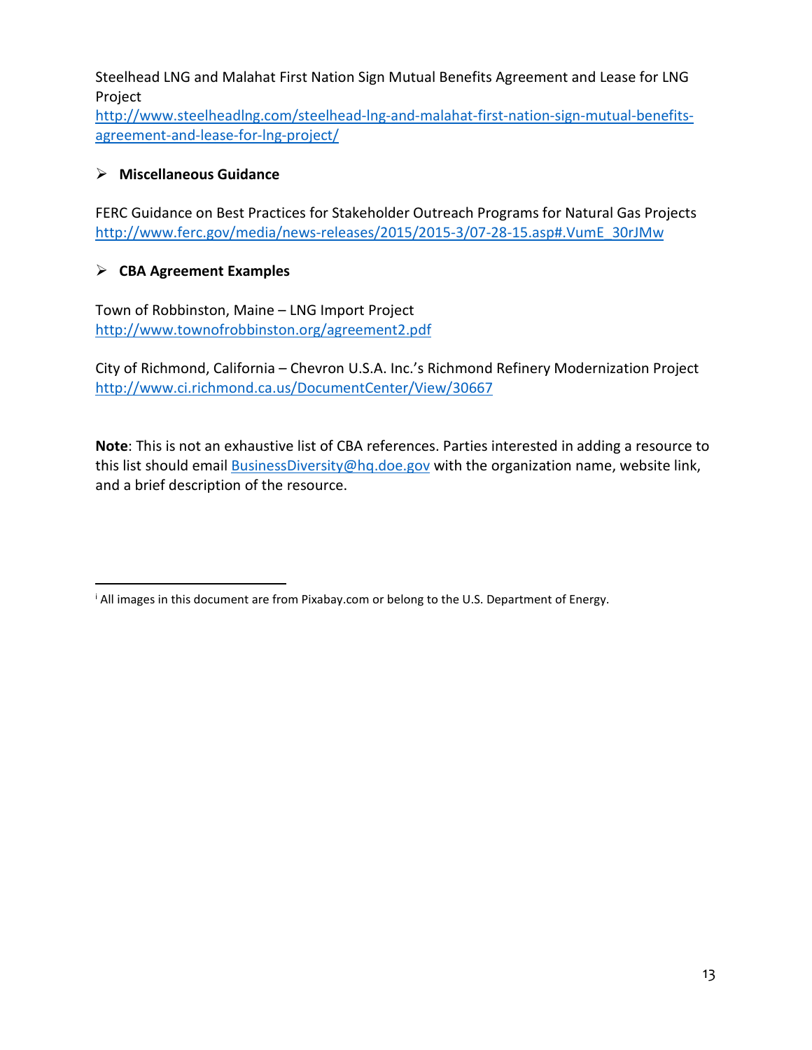Steelhead LNG and Malahat First Nation Sign Mutual Benefits Agreement and Lease for LNG Project
http://www.steelheadlng.com/steelhead-lng-and-malahat-first-nation-sign-mutual-benefits-agreement-and-lease-for-lng-project/

- **Miscellaneous Guidance**

FERC Guidance on Best Practices for Stakeholder Outreach Programs for Natural Gas Projects
http://www.ferc.gov/media/news-releases/2015/2015-3/07-28-15.asp#.VumE_30rJMw

- **CBA Agreement Examples**

Town of Robbinston, Maine – LNG Import Project
http://www.townofrobbinston.org/agreement2.pdf

City of Richmond, California – Chevron U.S.A. Inc.'s Richmond Refinery Modernization Project
http://www.ci.richmond.ca.us/DocumentCenter/View/30667

**Note**: This is not an exhaustive list of CBA references. Parties interested in adding a resource to this list should email BusinessDiversity@hq.doe.gov with the organization name, website link, and a brief description of the resource.

---

[i] All images in this document are from Pixabay.com or belong to the U.S. Department of Energy.